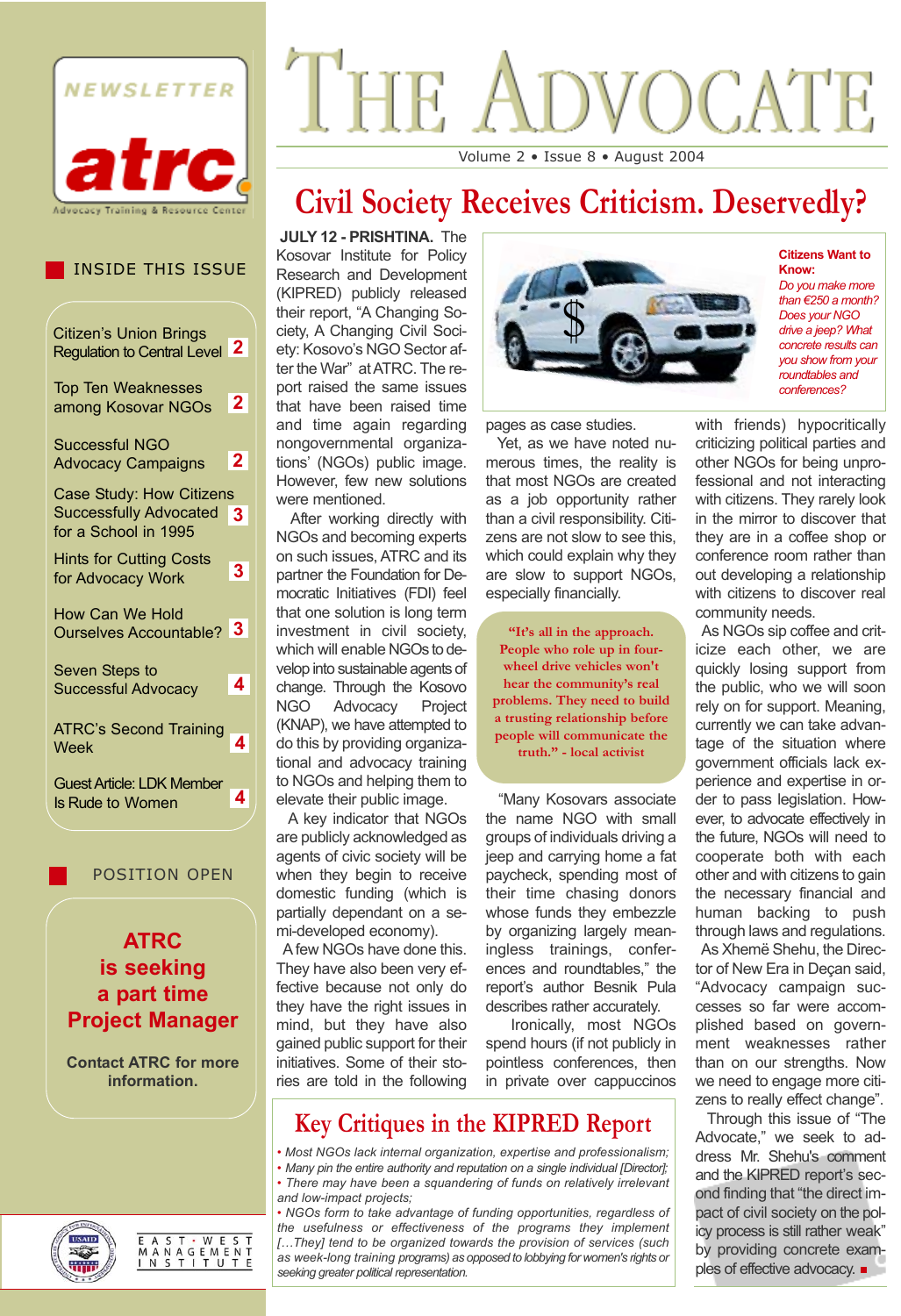# The Advocate

NEWSLETTER atrc Advocacy Training & Resource Center

Volume 2 • Issue 8 • August 2004

## INSIDE THIS ISSUE

- Citizen's Union Brings Regulation to Central Level — 2
- Top Ten Weaknesses among Kosovar NGOs — 2
- Successful NGO Advocacy Campaigns — 2
- Case Study: How Citizens Successfully Advocated for a School in 1995 — 3
- Hints for Cutting Costs for Advocacy Work — 3
- How Can We Hold Ourselves Accountable? — 3
- Seven Steps to Successful Advocacy — 4
- ATRC's Second Training Week — 4
- Guest Article: LDK Member Is Rude to Women — 4

## POSITION OPEN

**ATRC is seeking a part time Project Manager**

**Contact ATRC for more information.**

# Civil Society Receives Criticism. Deservedly?

**JULY 12 - PRISHTINA.** The Kosovar Institute for Policy Research and Development (KIPRED) publicly released their report, "A Changing Society, A Changing Civil Society: Kosovo's NGO Sector after the War" at ATRC. The report raised the same issues that have been raised time and time again regarding nongovernmental organizations' (NGOs) public image. However, few new solutions were mentioned.

After working directly with NGOs and becoming experts on such issues, ATRC and its partner the Foundation for Democratic Initiatives (FDI) feel that one solution is long term investment in civil society, which will enable NGOs to develop into sustainable agents of change. Through the Kosovo NGO Advocacy Project (KNAP), we have attempted to do this by providing organizational and advocacy training to NGOs and helping them to elevate their public image.

A key indicator that NGOs are publicly acknowledged as agents of civic society will be when they begin to receive domestic funding (which is partially dependant on a semi-developed economy).

A few NGOs have done this. They have also been very effective because not only do they have the right issues in mind, but they have also gained public support for their initiatives. Some of their stories are told in the following pages as case studies.

**Citizens Want to Know:**
*Do you make more than €250 a month? Does your NGO drive a jeep? What concrete results can you show from your roundtables and conferences?*

Yet, as we have noted numerous times, the reality is that most NGOs are created as a job opportunity rather than a civil responsibility. Citizens are not slow to see this, which could explain why they are slow to support NGOs, especially financially.

> **"It's all in the approach. People who role up in four-wheel drive vehicles won't hear the community's real problems. They need to build a trusting relationship before people will communicate the truth." - local activist**

"Many Kosovars associate the name NGO with small groups of individuals driving a jeep and carrying home a fat paycheck, spending most of their time chasing donors whose funds they embezzle by organizing largely meaningless trainings, conferences and roundtables," the report's author Besnik Pula describes rather accurately.

Ironically, most NGOs spend hours (if not publicly in pointless conferences, then in private over cappuccinos with friends) hypocritically criticizing political parties and other NGOs for being unprofessional and not interacting with citizens. They rarely look in the mirror to discover that they are in a coffee shop or conference room rather than out developing a relationship with citizens to discover real community needs.

As NGOs sip coffee and criticize each other, we are quickly losing support from the public, who we will soon rely on for support. Meaning, currently we can take advantage of the situation where government officials lack experience and expertise in order to pass legislation. However, to advocate effectively in the future, NGOs will need to cooperate both with each other and with citizens to gain the necessary financial and human backing to push through laws and regulations.

As Xhemë Shehu, the Director of New Era in Deçan said, "Advocacy campaign successes so far were accomplished based on government weaknesses rather than on our strengths. Now we need to engage more citizens to really effect change".

Through this issue of "The Advocate," we seek to address Mr. Shehu's comment and the KIPRED report's second finding that "the direct impact of civil society on the policy process is still rather weak" by providing concrete examples of effective advocacy. ■

## Key Critiques in the KIPRED Report

- *Most NGOs lack internal organization, expertise and professionalism;*
- *Many pin the entire authority and reputation on a single individual [Director];*
- *There may have been a squandering of funds on relatively irrelevant and low-impact projects;*
- *NGOs form to take advantage of funding opportunities, regardless of the usefulness or effectiveness of the programs they implement [...They] tend to be organized towards the provision of services (such as week-long training programs) as opposed to lobbying for women's rights or seeking greater political representation.*

USAID — East-West Management Institute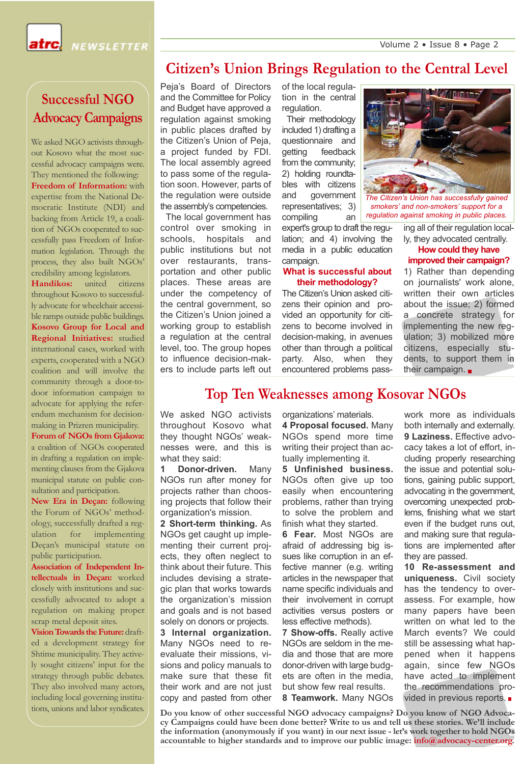## Successful NGO Advocacy Campaigns

We asked NGO activists throughout Kosovo what the most successful advocacy campaigns were. They mentioned the following:

**Freedom of Information:** with expertise from the National Democratic Institute (NDI) and backing from Article 19, a coalition of NGOs cooperated to successfully pass Freedom of Information legislation. Through the process, they also built NGOs' credibility among legislators.

**Handikos:** united citizens throughout Kosovo to successfully advocate for wheelchair accessible ramps outside public buildings.

**Kosovo Group for Local and Regional Initiatives:** studied international cases, worked with experts, cooperated with a NGO coalition and will involve the community through a door-to-door information campaign to advocate for applying the referendum mechanism for decision-making in Prizren municipality.

**Forum of NGOs from Gjakova:** a coalition of NGOs cooperated in drafting a regulation on implementing clauses from the Gjakova municipal statute on public consultation and participation.

**New Era in Deçan:** following the Forum of NGOs' methodology, successfully drafted a regulation for implementing Deçan's municipal statute on public participation.

**Association of Independent Intellectuals in Deçan:** worked closely with institutions and successfully advocated to adopt a regulation on making proper scrap metal deposit sites.

**Vision Towards the Future:** drafted a development strategy for Shtime municipality. They actively sought citizens' input for the strategy through public debates. They also involved many actors, including local governing institutions, unions and labor syndicates.

## Citizen's Union Brings Regulation to the Central Level

Peja's Board of Directors and the Committee for Policy and Budget have approved a regulation against smoking in public places drafted by the Citizen's Union of Peja, a project funded by FDI. The local assembly agreed to pass some of the regulation soon. However, parts of the regulation were outside the assembly's competencies.

The local government has control over smoking in schools, hospitals and public institutions but not over restaurants, transportation and other public places. These areas are under the competency of the central government, so the Citizen's Union joined a working group to establish a regulation at the central level, too. The group hopes to influence decision-makers to include parts left out of the local regulation in the central regulation.

Their methodology included 1) drafting a questionnaire and getting feedback from the community; 2) holding roundtables with citizens and government representatives; 3) compiling an expert's group to draft the regulation; and 4) involving the media in a public education campaign.

*The Citizen's Union has successfully gained smokers' and non-smokers' support for a regulation against smoking in public places.*

### What is successful about their methodology?

The Citizen's Union asked citizens their opinion and provided an opportunity for citizens to become involved in decision-making, in avenues other than through a political party. Also, when they encountered problems passing all of their regulation locally, they advocated centrally.

### How could they have improved their campaign?

1) Rather than depending on journalists' work alone, written their own articles about the issue; 2) formed a concrete strategy for implementing the new regulation; 3) mobilized more citizens, especially students, to support them in their campaign.

## Top Ten Weaknesses among Kosovar NGOs

We asked NGO activists throughout Kosovo what they thought NGOs' weaknesses were, and this is what they said:

**1 Donor-driven.** Many NGOs run after money for projects rather than choosing projects that follow their organization's mission.

**2 Short-term thinking.** As NGOs get caught up implementing their current projects, they often neglect to think about their future. This includes devising a strategic plan that works towards the organization's mission and goals and is not based solely on donors or projects.

**3 Internal organization.** Many NGOs need to reevaluate their missions, visions and policy manuals to make sure that these fit their work and are not just copy and pasted from other organizations' materials.

**4 Proposal focused.** Many NGOs spend more time writing their project than actually implementing it.

**5 Unfinished business.** NGOs often give up too easily when encountering problems, rather than trying to solve the problem and finish what they started.

**6 Fear.** Most NGOs are afraid of addressing big issues like corruption in an effective manner (e.g. writing articles in the newspaper that name specific individuals and their involvement in corrupt activities versus posters or less effective methods).

**7 Show-offs.** Really active NGOs are seldom in the media and those that are more donor-driven with large budgets are often in the media, but show few real results.

**8 Teamwork.** Many NGOs work more as individuals both internally and externally.

**9 Laziness.** Effective advocacy takes a lot of effort, including properly researching the issue and potential solutions, gaining public support, advocating in the government, overcoming unexpected problems, finishing what we start even if the budget runs out, and making sure that regulations are implemented after they are passed.

**10 Re-assessment and uniqueness.** Civil society has the tendency to over-assess. For example, how many papers have been written on what led to the March events? We could still be assessing what happened when it happens again, since few NGOs have acted to implement the recommendations provided in previous reports.

**Do you know of other successful NGO advocacy campaigns? Do you know of NGO Advocacy Campaigns could have been done better? Write to us and tell us these stories. We'll include the information (anonymously if you want) in our next issue - let's work together to hold NGOs accountable to higher standards and to improve our public image: info@advocacy-center.org.**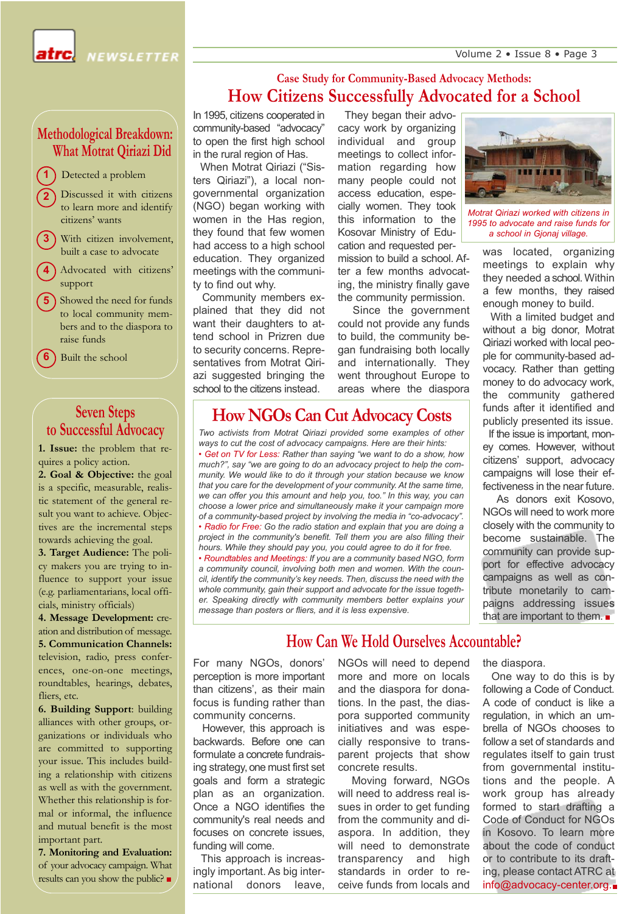## Methodological Breakdown: What Motrat Qiriazi Did

1. Detected a problem
2. Discussed it with citizens to learn more and identify citizens' wants
3. With citizen involvement, built a case to advocate
4. Advocated with citizens' support
5. Showed the need for funds to local community members and to the diaspora to raise funds
6. Built the school

## Seven Steps to Successful Advocacy

**1. Issue:** the problem that requires a policy action.

**2. Goal & Objective:** the goal is a specific, measurable, realistic statement of the general result you want to achieve. Objectives are the incremental steps towards achieving the goal.

**3. Target Audience:** The policy makers you are trying to influence to support your issue (e.g. parliamentarians, local officials, ministry officials)

**4. Message Development:** creation and distribution of message.

**5. Communication Channels:** television, radio, press conferences, one-on-one meetings, roundtables, hearings, debates, fliers, etc.

**6. Building Support**: building alliances with other groups, organizations or individuals who are committed to supporting your issue. This includes building a relationship with citizens as well as with the government. Whether this relationship is formal or informal, the influence and mutual benefit is the most important part.

**7. Monitoring and Evaluation:** of your advocacy campaign. What results can you show the public? ■

### Case Study for Community-Based Advocacy Methods:

# How Citizens Successfully Advocated for a School

In 1995, citizens cooperated in community-based "advocacy" to open the first high school in the rural region of Has.

When Motrat Qiriazi ("Sisters Qiriazi"), a local non-governmental organization (NGO) began working with women in the Has region, they found that few women had access to a high school education. They organized meetings with the community to find out why.

Community members explained that they did not want their daughters to attend school in Prizren due to security concerns. Representatives from Motrat Qiriazi suggested bringing the school to the citizens instead.

They began their advocacy work by organizing individual and group meetings to collect information regarding how many people could not access education, especially women. They took this information to the Kosovar Ministry of Education and requested permission to build a school. After a few months advocating, the ministry finally gave the community permission.

Since the government could not provide any funds to build, the community began fundraising both locally and internationally. They went throughout Europe to areas where the diaspora was located, organizing meetings to explain why they needed a school. Within a few months, they raised enough money to build.

*Motrat Qiriazi worked with citizens in 1995 to advocate and raise funds for a school in Gjonaj village.*

With a limited budget and without a big donor, Motrat Qiriazi worked with local people for community-based advocacy. Rather than getting money to do advocacy work, the community gathered funds after it identified and publicly presented its issue.

If the issue is important, money comes. However, without citizens' support, advocacy campaigns will lose their effectiveness in the near future.

As donors exit Kosovo, NGOs will need to work more closely with the community to become sustainable. The community can provide support for effective advocacy campaigns as well as contribute monetarily to campaigns addressing issues that are important to them. ■

## How NGOs Can Cut Advocacy Costs

*Two activists from Motrat Qiriazi provided some examples of other ways to cut the cost of advocacy campaigns. Here are their hints:*

- *Get on TV for Less: Rather than saying "we want to do a show, how much?", say "we are going to do an advocacy project to help the community. We would like to do it through your station because we know that you care for the development of your community. At the same time, we can offer you this amount and help you, too." In this way, you can choose a lower price and simultaneously make it your campaign more of a community-based project by involving the media in "co-advocacy".*
- *Radio for Free: Go the radio station and explain that you are doing a project in the community's benefit. Tell them you are also filling their hours. While they should pay you, you could agree to do it for free.*
- *Roundtables and Meetings: If you are a community based NGO, form a community council, involving both men and women. With the council, identify the community's key needs. Then, discuss the need with the whole community, gain their support and advocate for the issue together. Speaking directly with community members better explains your message than posters or fliers, and it is less expensive.*

## How Can We Hold Ourselves Accountable?

For many NGOs, donors' perception is more important than citizens', as their main focus is funding rather than community concerns.

However, this approach is backwards. Before one can formulate a concrete fundraising strategy, one must first set goals and form a strategic plan as an organization. Once a NGO identifies the community's real needs and focuses on concrete issues, funding will come.

This approach is increasingly important. As big international donors leave, NGOs will need to depend more and more on locals and the diaspora for donations. In the past, the diaspora supported community initiatives and was especially responsive to transparent projects that show concrete results.

Moving forward, NGOs will need to address real issues in order to get funding from the community and diaspora. In addition, they will need to demonstrate transparency and high standards in order to receive funds from locals and the diaspora.

One way to do this is by following a Code of Conduct. A code of conduct is like a regulation, in which an umbrella of NGOs chooses to follow a set of standards and regulates itself to gain trust from governmental institutions and the people. A work group has already formed to start drafting a Code of Conduct for NGOs in Kosovo. To learn more about the code of conduct or to contribute to its drafting, please contact ATRC at info@advocacy-center.org. ■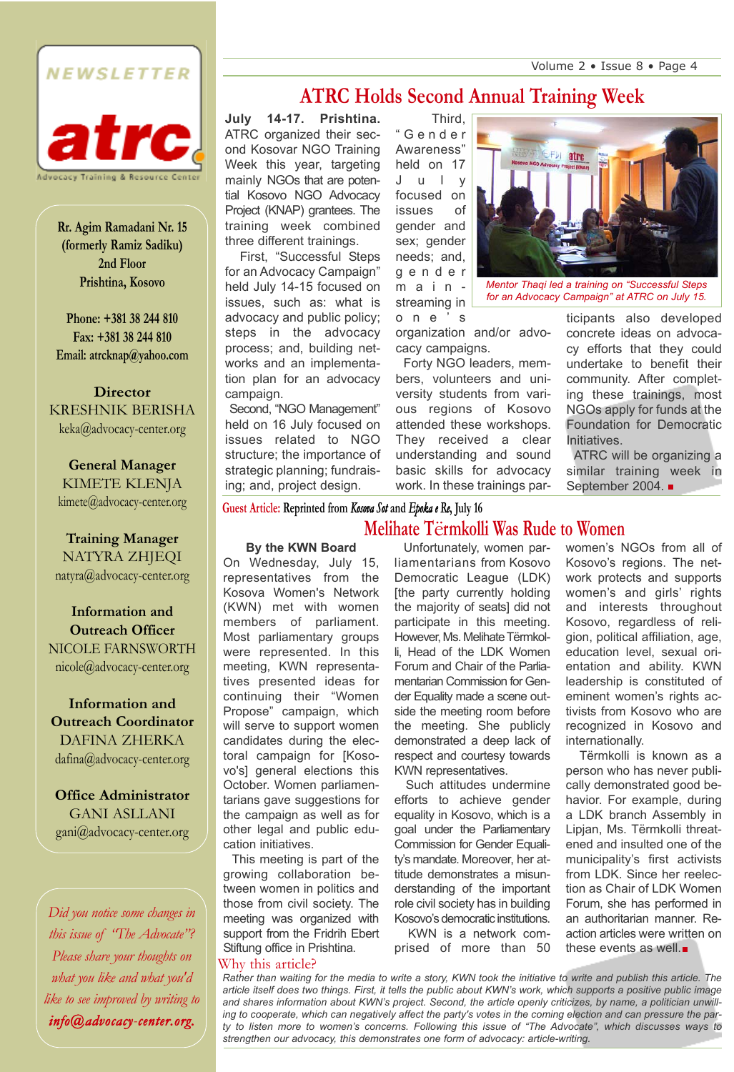# ATRC Holds Second Annual Training Week

**July 14-17. Prishtina.** ATRC organized their second Kosovar NGO Training Week this year, targeting mainly NGOs that are potential Kosovo NGO Advocacy Project (KNAP) grantees. The training week combined three different trainings.

First, "Successful Steps for an Advocacy Campaign" held July 14-15 focused on issues, such as: what is advocacy and public policy; steps in the advocacy process; and, building networks and an implementation plan for an advocacy campaign.

Second, "NGO Management" held on 16 July focused on issues related to NGO structure; the importance of strategic planning; fundraising; and, project design.

Third, "Gender Awareness" held on 17 July focused on issues of gender and sex; gender needs; and, gender main-streaming in one's organization and/or advocacy campaigns.

Forty NGO leaders, members, volunteers and university students from various regions of Kosovo attended these workshops. They received a clear understanding and sound basic skills for advocacy work. In these trainings participants also developed concrete ideas on advocacy efforts that they could undertake to benefit their community. After completing these trainings, most NGOs apply for funds at the Foundation for Democratic Initiatives.

ATRC will be organizing a similar training week in September 2004.

*Mentor Thaqi led a training on "Successful Steps for an Advocacy Campaign" at ATRC on July 15.*

Guest Article: Reprinted from *Kosova Sot* and *Epoka e Re*, July 16

## Melihate Tërmkolli Was Rude to Women

**By the KWN Board**

On Wednesday, July 15, representatives from the Kosova Women's Network (KWN) met with women members of parliament. Most parliamentary groups were represented. In this meeting, KWN representatives presented ideas for continuing their "Women Propose" campaign, which will serve to support women candidates during the electoral campaign for [Kosovo's] general elections this October. Women parliamentarians gave suggestions for the campaign as well as for other legal and public education initiatives.

This meeting is part of the growing collaboration between women in politics and those from civil society. The meeting was organized with support from the Fridrih Ebert Stiftung office in Prishtina.

Unfortunately, women parliamentarians from Kosovo Democratic League (LDK) [the party currently holding the majority of seats] did not participate in this meeting. However, Ms. Melihate Tërmkolli, Head of the LDK Women Forum and Chair of the Parliamentarian Commission for Gender Equality made a scene outside the meeting room before the meeting. She publicly demonstrated a deep lack of respect and courtesy towards KWN representatives.

Such attitudes undermine efforts to achieve gender equality in Kosovo, which is a goal under the Parliamentary Commission for Gender Equality's mandate. Moreover, her attitude demonstrates a misunderstanding of the important role civil society has in building Kosovo's democratic institutions.

KWN is a network comprised of more than 50 women's NGOs from all of Kosovo's regions. The network protects and supports women's and girls' rights and interests throughout Kosovo, regardless of religion, political affiliation, age, education level, sexual orientation and ability. KWN leadership is constituted of eminent women's rights activists from Kosovo who are recognized in Kosovo and internationally.

Tërmkolli is known as a person who has never publically demonstrated good behavior. For example, during a LDK branch Assembly in Lipjan, Ms. Tërmkolli threatened and insulted one of the municipality's first activists from LDK. Since her reelection as Chair of LDK Women Forum, she has performed in an authoritarian manner. Reaction articles were written on these events as well.

### Why this article?

*Rather than waiting for the media to write a story, KWN took the initiative to write and publish this article. The article itself does two things. First, it tells the public about KWN's work, which supports a positive public image and shares information about KWN's project. Second, the article openly criticizes, by name, a politician unwilling to cooperate, which can negatively affect the party's votes in the coming election and can pressure the party to listen more to women's concerns. Following this issue of "The Advocate", which discusses ways to strengthen our advocacy, this demonstrates one form of advocacy: article-writing.*

---

**NEWSLETTER**

**atrc**
Advocacy Training & Resource Center

Rr. Agim Ramadani Nr. 15
(formerly Ramiz Sadiku)
2nd Floor
Prishtina, Kosovo

Phone: +381 38 244 810
Fax: +381 38 244 810
Email: atrcknap@yahoo.com

**Director**
KRESHNIK BERISHA
keka@advocacy-center.org

**General Manager**
KIMETE KLENJA
kimete@advocacy-center.org

**Training Manager**
NATYRA ZHJEQI
natyra@advocacy-center.org

**Information and Outreach Officer**
NICOLE FARNSWORTH
nicole@advocacy-center.org

**Information and Outreach Coordinator**
DAFINA ZHERKA
dafina@advocacy-center.org

**Office Administrator**
GANI ASLLANI
gani@advocacy-center.org

*Did you notice some changes in this issue of "The Advocate"? Please share your thoughts on what you like and what you'd like to see improved by writing to* ***info@advocacy-center.org.***